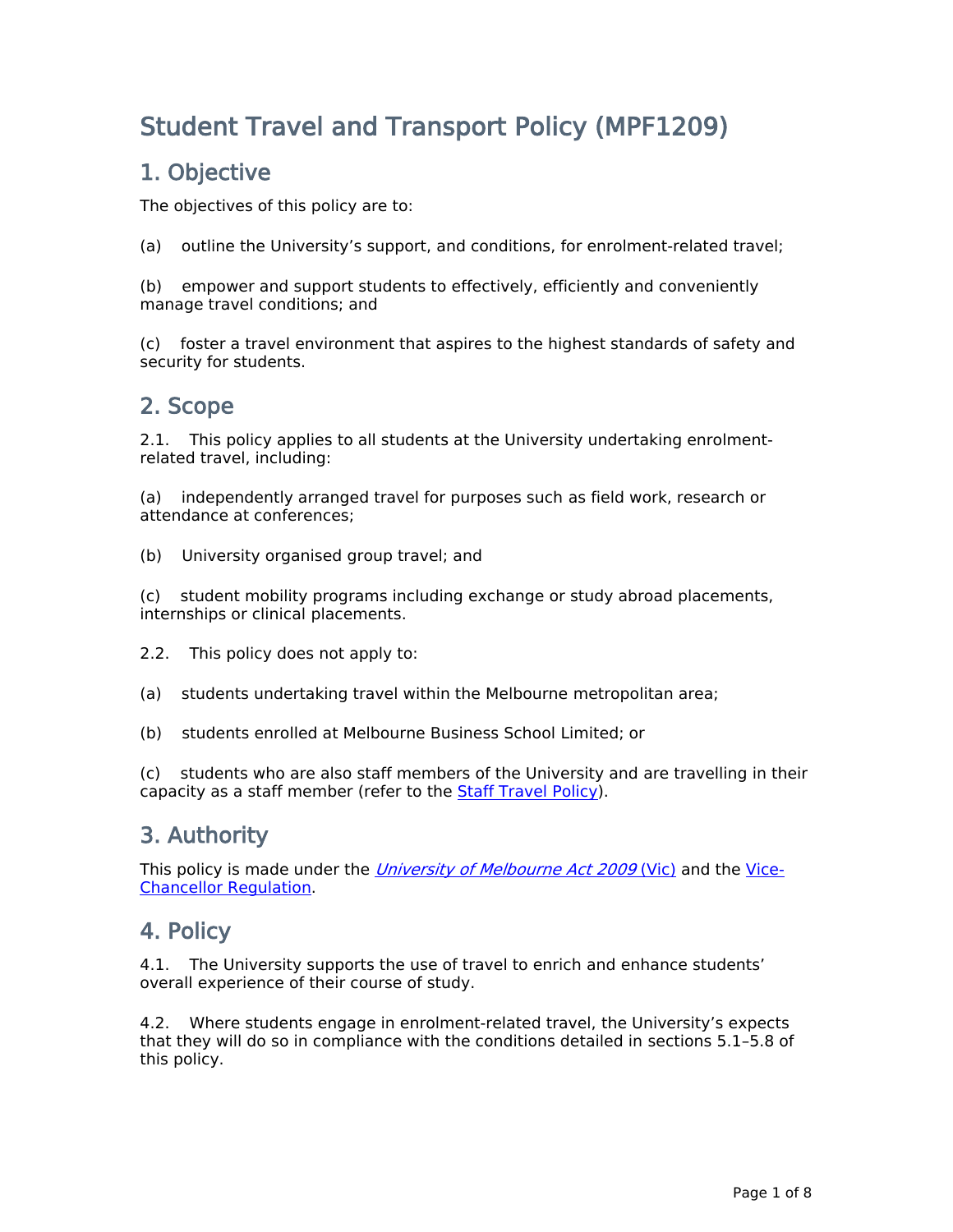# Student Travel and Transport Policy (MPF1209)

## 1. Objective

The objectives of this policy are to:

(a) outline the University's support, and conditions, for enrolment-related travel;

(b) empower and support students to effectively, efficiently and conveniently manage travel conditions; and

(c) foster a travel environment that aspires to the highest standards of safety and security for students.

## 2. Scope

2.1. This policy applies to all students at the University undertaking enrolment-related travel, including:

(a) independently arranged travel for purposes such as field work, research or attendance at conferences;

(b) University organised group travel; and

(c) student mobility programs including exchange or study abroad placements, internships or clinical placements.

2.2. This policy does not apply to:

(a) students undertaking travel within the Melbourne metropolitan area;

(b) students enrolled at Melbourne Business School Limited; or

(c) students who are also staff members of the University and are travelling in their capacity as a staff member (refer to the Staff Travel Policy).

## 3. Authority

This policy is made under the *University of Melbourne Act 2009* (Vic) and the Vice-Chancellor Regulation.

## 4. Policy

4.1. The University supports the use of travel to enrich and enhance students' overall experience of their course of study.

4.2. Where students engage in enrolment-related travel, the University's expects that they will do so in compliance with the conditions detailed in sections 5.1–5.8 of this policy.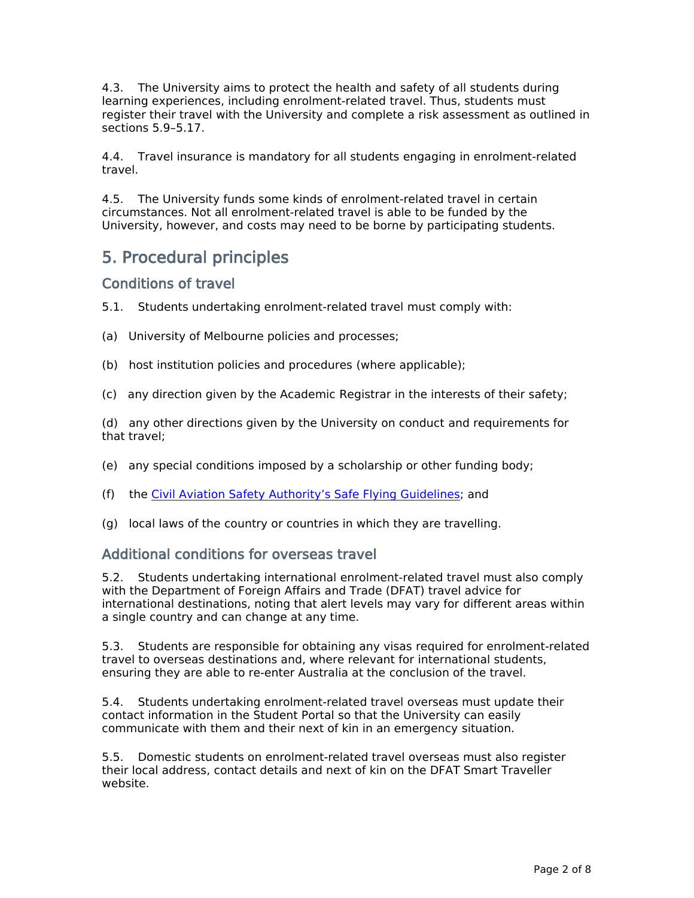4.3. The University aims to protect the health and safety of all students during learning experiences, including enrolment-related travel. Thus, students must register their travel with the University and complete a risk assessment as outlined in sections 5.9–5.17.

4.4. Travel insurance is mandatory for all students engaging in enrolment-related travel.

4.5. The University funds some kinds of enrolment-related travel in certain circumstances. Not all enrolment-related travel is able to be funded by the University, however, and costs may need to be borne by participating students.

## 5. Procedural principles

### Conditions of travel

5.1. Students undertaking enrolment-related travel must comply with:

(a) University of Melbourne policies and processes;

(b) host institution policies and procedures (where applicable);

(c) any direction given by the Academic Registrar in the interests of their safety;

(d) any other directions given by the University on conduct and requirements for that travel;

(e) any special conditions imposed by a scholarship or other funding body;

(f) the Civil Aviation Safety Authority's Safe Flying Guidelines; and

(g) local laws of the country or countries in which they are travelling.

### Additional conditions for overseas travel

5.2. Students undertaking international enrolment-related travel must also comply with the Department of Foreign Affairs and Trade (DFAT) travel advice for international destinations, noting that alert levels may vary for different areas within a single country and can change at any time.

5.3. Students are responsible for obtaining any visas required for enrolment-related travel to overseas destinations and, where relevant for international students, ensuring they are able to re-enter Australia at the conclusion of the travel.

5.4. Students undertaking enrolment-related travel overseas must update their contact information in the Student Portal so that the University can easily communicate with them and their next of kin in an emergency situation.

5.5. Domestic students on enrolment-related travel overseas must also register their local address, contact details and next of kin on the DFAT Smart Traveller website.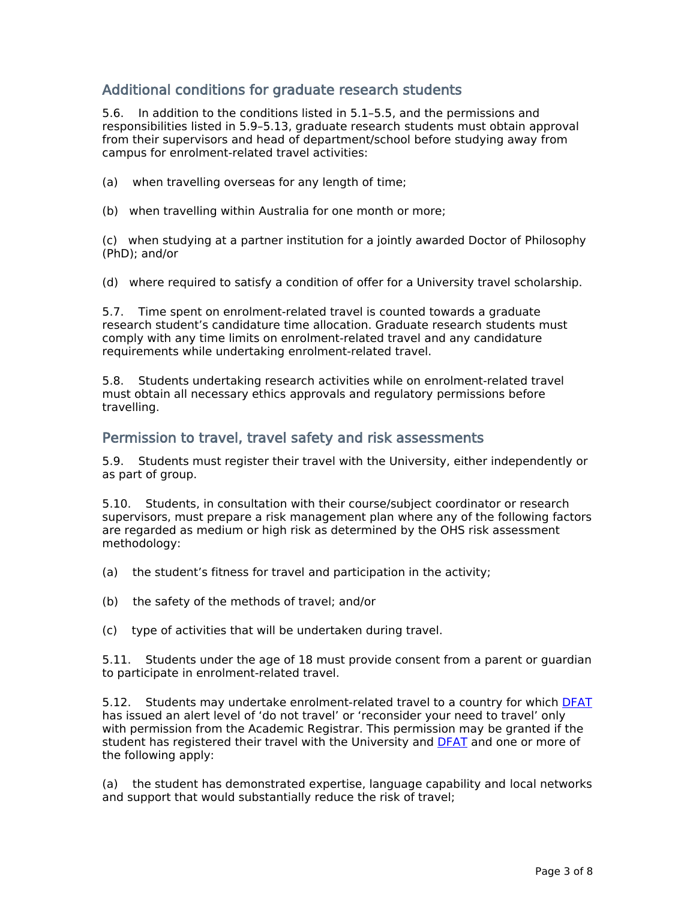## Additional conditions for graduate research students

5.6. In addition to the conditions listed in 5.1–5.5, and the permissions and responsibilities listed in 5.9–5.13, graduate research students must obtain approval from their supervisors and head of department/school before studying away from campus for enrolment-related travel activities:

(a) when travelling overseas for any length of time;

(b) when travelling within Australia for one month or more;

(c) when studying at a partner institution for a jointly awarded Doctor of Philosophy (PhD); and/or

(d) where required to satisfy a condition of offer for a University travel scholarship.

5.7. Time spent on enrolment-related travel is counted towards a graduate research student's candidature time allocation. Graduate research students must comply with any time limits on enrolment-related travel and any candidature requirements while undertaking enrolment-related travel.

5.8. Students undertaking research activities while on enrolment-related travel must obtain all necessary ethics approvals and regulatory permissions before travelling.

## Permission to travel, travel safety and risk assessments

5.9. Students must register their travel with the University, either independently or as part of group.

5.10. Students, in consultation with their course/subject coordinator or research supervisors, must prepare a risk management plan where any of the following factors are regarded as medium or high risk as determined by the OHS risk assessment methodology:

(a) the student's fitness for travel and participation in the activity;

(b) the safety of the methods of travel; and/or

(c) type of activities that will be undertaken during travel.

5.11. Students under the age of 18 must provide consent from a parent or guardian to participate in enrolment-related travel.

5.12. Students may undertake enrolment-related travel to a country for which [DFAT] has issued an alert level of 'do not travel' or 'reconsider your need to travel' only with permission from the Academic Registrar. This permission may be granted if the student has registered their travel with the University and [DFAT] and one or more of the following apply:

(a) the student has demonstrated expertise, language capability and local networks and support that would substantially reduce the risk of travel;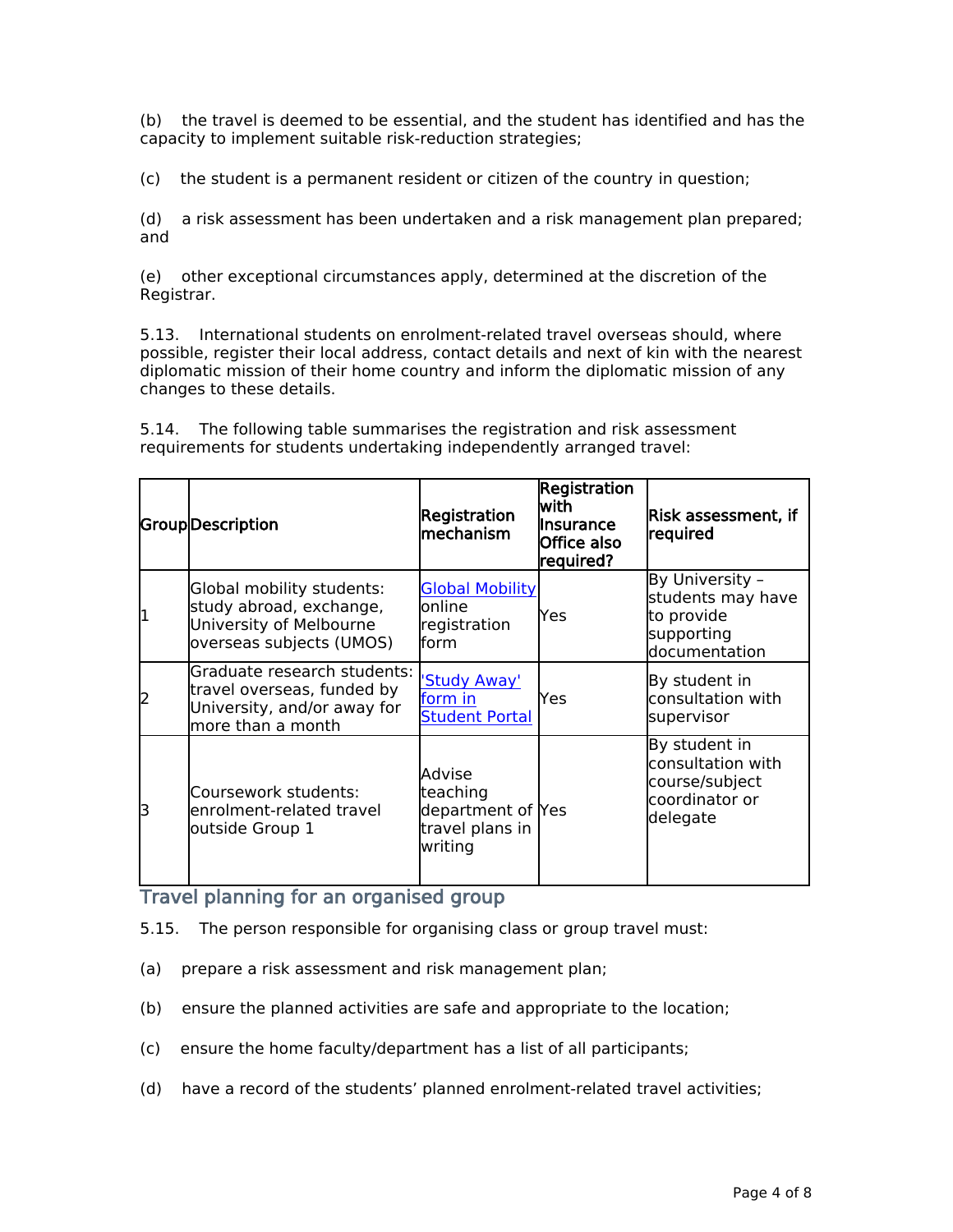(b) the travel is deemed to be essential, and the student has identified and has the capacity to implement suitable risk-reduction strategies;

(c) the student is a permanent resident or citizen of the country in question;

(d) a risk assessment has been undertaken and a risk management plan prepared; and

(e) other exceptional circumstances apply, determined at the discretion of the Registrar.

5.13. International students on enrolment-related travel overseas should, where possible, register their local address, contact details and next of kin with the nearest diplomatic mission of their home country and inform the diplomatic mission of any changes to these details.

5.14. The following table summarises the registration and risk assessment requirements for students undertaking independently arranged travel:

| Group | Description | Registration mechanism | Registration with Insurance Office also required? | Risk assessment, if required |
|---|---|---|---|---|
| 1 | Global mobility students: study abroad, exchange, University of Melbourne overseas subjects (UMOS) | Global Mobility online registration form | Yes | By University – students may have to provide supporting documentation |
| 2 | Graduate research students: travel overseas, funded by University, and/or away for more than a month | 'Study Away' form in Student Portal | Yes | By student in consultation with supervisor |
| 3 | Coursework students: enrolment-related travel outside Group 1 | Advise teaching department of travel plans in writing | Yes | By student in consultation with course/subject coordinator or delegate |

## Travel planning for an organised group

5.15. The person responsible for organising class or group travel must:

(a) prepare a risk assessment and risk management plan;

(b) ensure the planned activities are safe and appropriate to the location;

(c) ensure the home faculty/department has a list of all participants;

(d) have a record of the students' planned enrolment-related travel activities;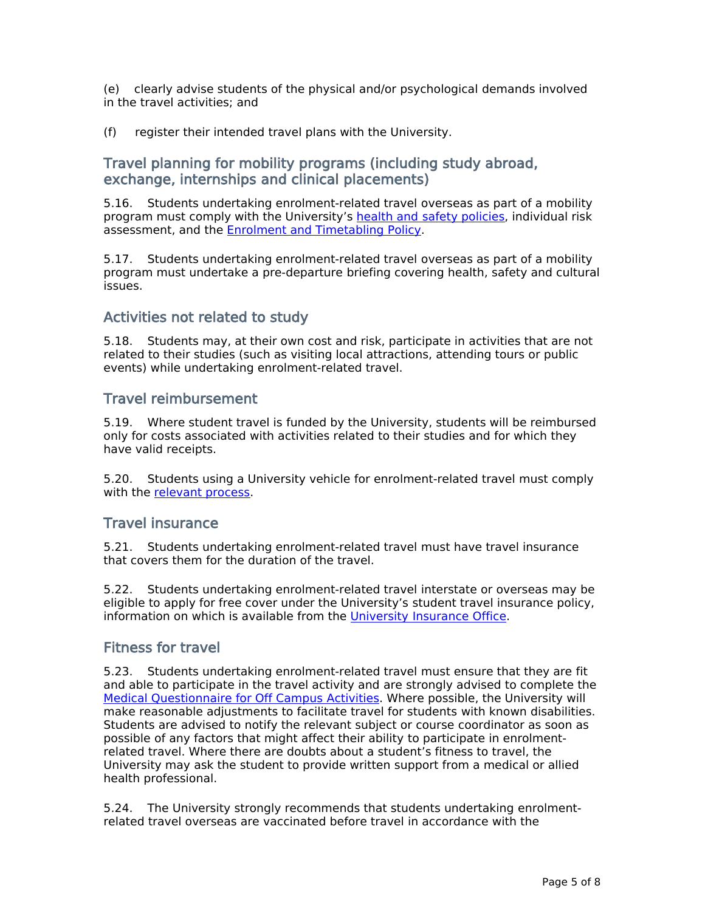(e) clearly advise students of the physical and/or psychological demands involved in the travel activities; and

(f) register their intended travel plans with the University.

## Travel planning for mobility programs (including study abroad, exchange, internships and clinical placements)

5.16. Students undertaking enrolment-related travel overseas as part of a mobility program must comply with the University's health and safety policies, individual risk assessment, and the Enrolment and Timetabling Policy.

5.17. Students undertaking enrolment-related travel overseas as part of a mobility program must undertake a pre-departure briefing covering health, safety and cultural issues.

## Activities not related to study

5.18. Students may, at their own cost and risk, participate in activities that are not related to their studies (such as visiting local attractions, attending tours or public events) while undertaking enrolment-related travel.

## Travel reimbursement

5.19. Where student travel is funded by the University, students will be reimbursed only for costs associated with activities related to their studies and for which they have valid receipts.

5.20. Students using a University vehicle for enrolment-related travel must comply with the relevant process.

## Travel insurance

5.21. Students undertaking enrolment-related travel must have travel insurance that covers them for the duration of the travel.

5.22. Students undertaking enrolment-related travel interstate or overseas may be eligible to apply for free cover under the University's student travel insurance policy, information on which is available from the University Insurance Office.

## Fitness for travel

5.23. Students undertaking enrolment-related travel must ensure that they are fit and able to participate in the travel activity and are strongly advised to complete the Medical Questionnaire for Off Campus Activities. Where possible, the University will make reasonable adjustments to facilitate travel for students with known disabilities. Students are advised to notify the relevant subject or course coordinator as soon as possible of any factors that might affect their ability to participate in enrolment-related travel. Where there are doubts about a student's fitness to travel, the University may ask the student to provide written support from a medical or allied health professional.

5.24. The University strongly recommends that students undertaking enrolment-related travel overseas are vaccinated before travel in accordance with the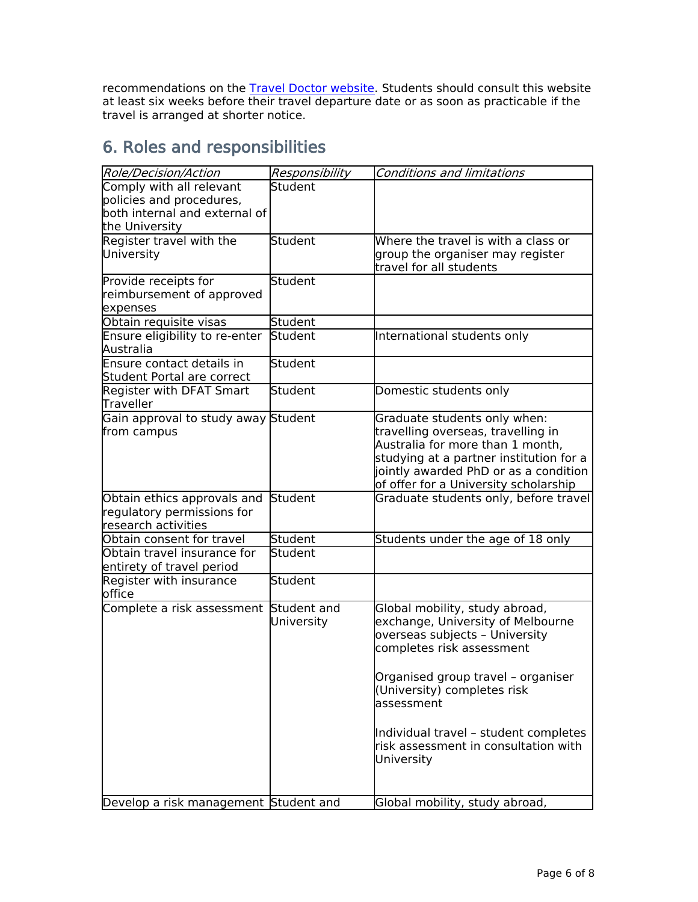recommendations on the [Travel Doctor website](). Students should consult this website at least six weeks before their travel departure date or as soon as practicable if the travel is arranged at shorter notice.

## 6. Roles and responsibilities

| *Role/Decision/Action* | *Responsibility* | *Conditions and limitations* |
|---|---|---|
| Comply with all relevant policies and procedures, both internal and external of the University | Student | |
| Register travel with the University | Student | Where the travel is with a class or group the organiser may register travel for all students |
| Provide receipts for reimbursement of approved expenses | Student | |
| Obtain requisite visas | Student | |
| Ensure eligibility to re-enter Australia | Student | International students only |
| Ensure contact details in Student Portal are correct | Student | |
| Register with DFAT Smart Traveller | Student | Domestic students only |
| Gain approval to study away from campus | Student | Graduate students only when: travelling overseas, travelling in Australia for more than 1 month, studying at a partner institution for a jointly awarded PhD or as a condition of offer for a University scholarship |
| Obtain ethics approvals and regulatory permissions for research activities | Student | Graduate students only, before travel |
| Obtain consent for travel | Student | Students under the age of 18 only |
| Obtain travel insurance for entirety of travel period | Student | |
| Register with insurance office | Student | |
| Complete a risk assessment | Student and University | Global mobility, study abroad, exchange, University of Melbourne overseas subjects – University completes risk assessment<br><br>Organised group travel – organiser (University) completes risk assessment<br><br>Individual travel – student completes risk assessment in consultation with University |
| Develop a risk management | Student and | Global mobility, study abroad, |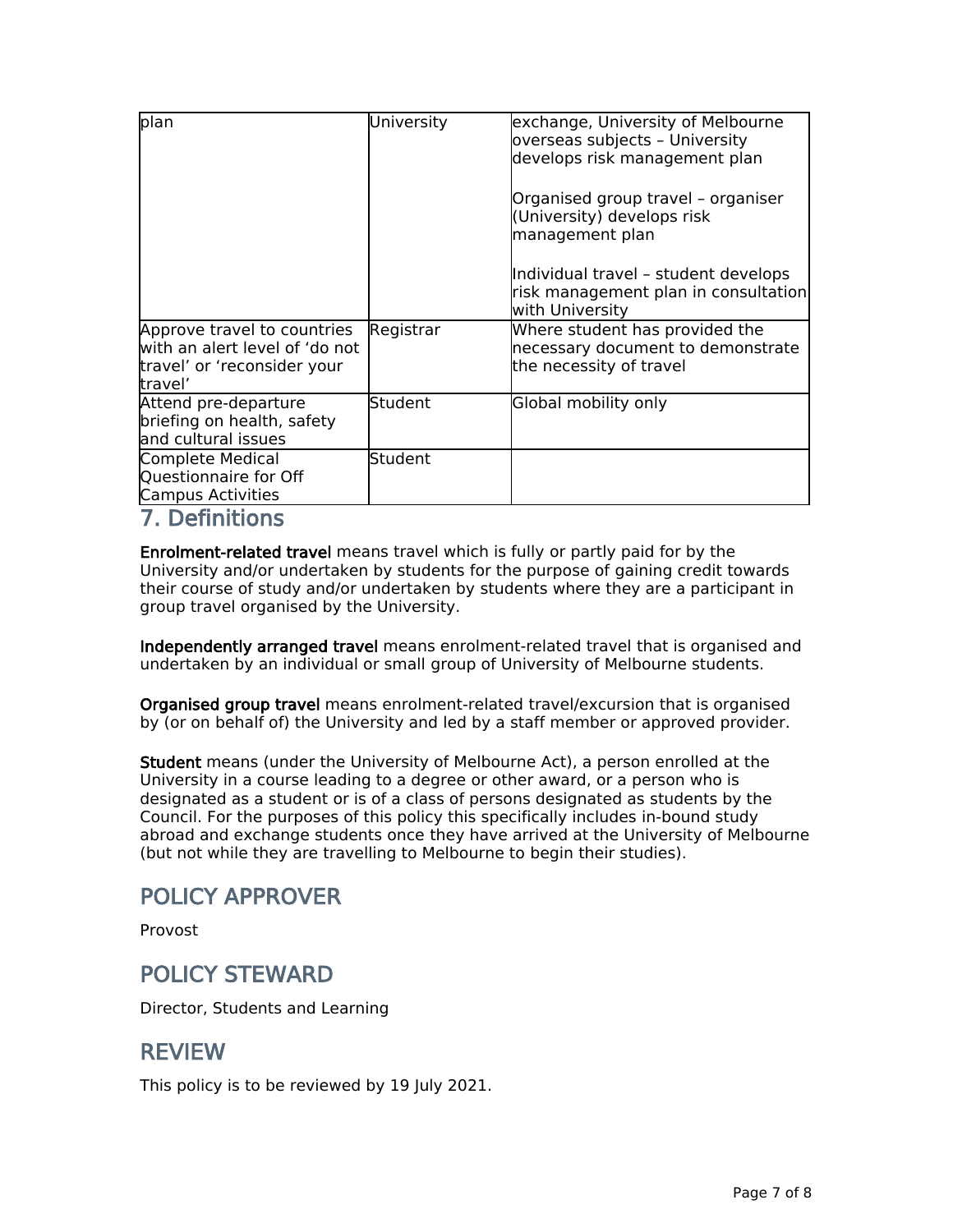| | | |
|---|---|---|
| plan | University | exchange, University of Melbourne overseas subjects – University develops risk management plan<br><br>Organised group travel – organiser (University) develops risk management plan<br><br>Individual travel – student develops risk management plan in consultation with University |
| Approve travel to countries with an alert level of 'do not travel' or 'reconsider your travel' | Registrar | Where student has provided the necessary document to demonstrate the necessity of travel |
| Attend pre-departure briefing on health, safety and cultural issues | Student | Global mobility only |
| Complete Medical Questionnaire for Off Campus Activities | Student | |

## 7. Definitions

**Enrolment-related travel** means travel which is fully or partly paid for by the University and/or undertaken by students for the purpose of gaining credit towards their course of study and/or undertaken by students where they are a participant in group travel organised by the University.

**Independently arranged travel** means enrolment-related travel that is organised and undertaken by an individual or small group of University of Melbourne students.

**Organised group travel** means enrolment-related travel/excursion that is organised by (or on behalf of) the University and led by a staff member or approved provider.

**Student** means (under the University of Melbourne Act), a person enrolled at the University in a course leading to a degree or other award, or a person who is designated as a student or is of a class of persons designated as students by the Council. For the purposes of this policy this specifically includes in-bound study abroad and exchange students once they have arrived at the University of Melbourne (but not while they are travelling to Melbourne to begin their studies).

## POLICY APPROVER

Provost

## POLICY STEWARD

Director, Students and Learning

## REVIEW

This policy is to be reviewed by 19 July 2021.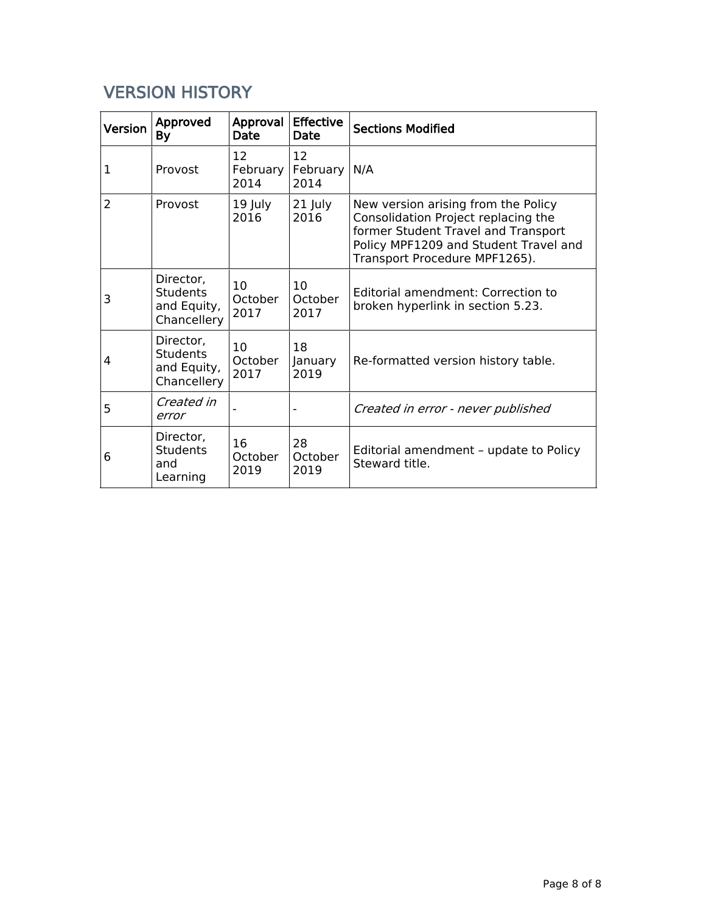## VERSION HISTORY

| Version | Approved By | Approval Date | Effective Date | Sections Modified |
|---|---|---|---|---|
| 1 | Provost | 12 February 2014 | 12 February 2014 | N/A |
| 2 | Provost | 19 July 2016 | 21 July 2016 | New version arising from the Policy Consolidation Project replacing the former Student Travel and Transport Policy MPF1209 and Student Travel and Transport Procedure MPF1265). |
| 3 | Director, Students and Equity, Chancellery | 10 October 2017 | 10 October 2017 | Editorial amendment: Correction to broken hyperlink in section 5.23. |
| 4 | Director, Students and Equity, Chancellery | 10 October 2017 | 18 January 2019 | Re-formatted version history table. |
| 5 | *Created in error* | - | - | *Created in error - never published* |
| 6 | Director, Students and Learning | 16 October 2019 | 28 October 2019 | Editorial amendment – update to Policy Steward title. |